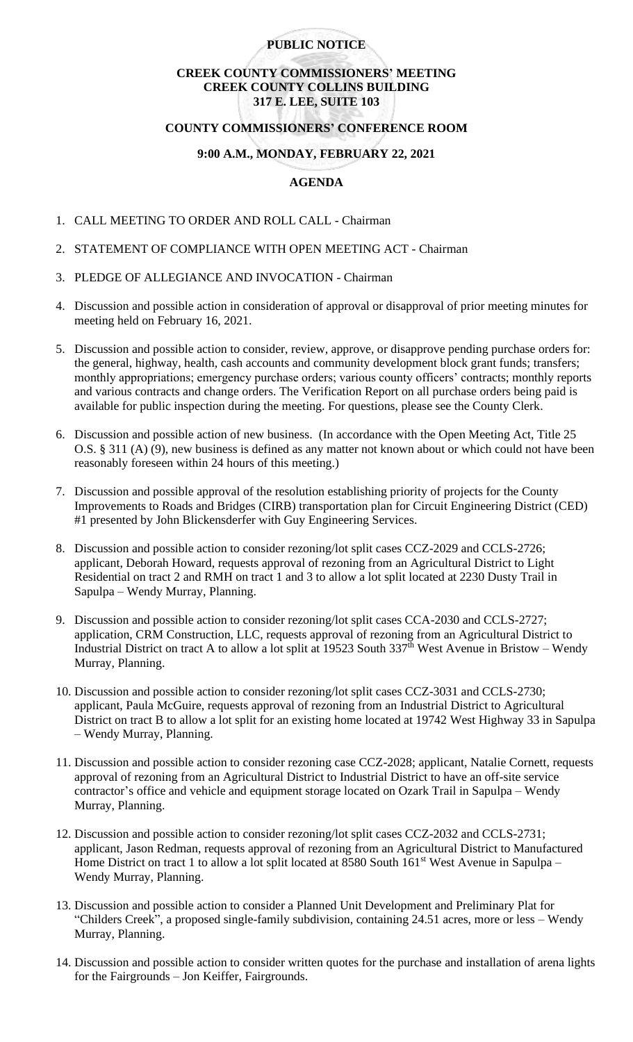**PUBLIC NOTICE**

**CREEK COUNTY COMMISSIONERS' MEETING**
**CREEK COUNTY COLLINS BUILDING**
**317 E. LEE, SUITE 103**

**COUNTY COMMISSIONERS' CONFERENCE ROOM**

**9:00 A.M., MONDAY, FEBRUARY 22, 2021**

**AGENDA**

1. CALL MEETING TO ORDER AND ROLL CALL - Chairman
2. STATEMENT OF COMPLIANCE WITH OPEN MEETING ACT - Chairman
3. PLEDGE OF ALLEGIANCE AND INVOCATION - Chairman
4. Discussion and possible action in consideration of approval or disapproval of prior meeting minutes for meeting held on February 16, 2021.
5. Discussion and possible action to consider, review, approve, or disapprove pending purchase orders for: the general, highway, health, cash accounts and community development block grant funds; transfers; monthly appropriations; emergency purchase orders; various county officers' contracts; monthly reports and various contracts and change orders. The Verification Report on all purchase orders being paid is available for public inspection during the meeting. For questions, please see the County Clerk.
6. Discussion and possible action of new business. (In accordance with the Open Meeting Act, Title 25 O.S. § 311 (A) (9), new business is defined as any matter not known about or which could not have been reasonably foreseen within 24 hours of this meeting.)
7. Discussion and possible approval of the resolution establishing priority of projects for the County Improvements to Roads and Bridges (CIRB) transportation plan for Circuit Engineering District (CED) #1 presented by John Blickensderfer with Guy Engineering Services.
8. Discussion and possible action to consider rezoning/lot split cases CCZ-2029 and CCLS-2726; applicant, Deborah Howard, requests approval of rezoning from an Agricultural District to Light Residential on tract 2 and RMH on tract 1 and 3 to allow a lot split located at 2230 Dusty Trail in Sapulpa – Wendy Murray, Planning.
9. Discussion and possible action to consider rezoning/lot split cases CCA-2030 and CCLS-2727; application, CRM Construction, LLC, requests approval of rezoning from an Agricultural District to Industrial District on tract A to allow a lot split at 19523 South 337th West Avenue in Bristow – Wendy Murray, Planning.
10. Discussion and possible action to consider rezoning/lot split cases CCZ-3031 and CCLS-2730; applicant, Paula McGuire, requests approval of rezoning from an Industrial District to Agricultural District on tract B to allow a lot split for an existing home located at 19742 West Highway 33 in Sapulpa – Wendy Murray, Planning.
11. Discussion and possible action to consider rezoning case CCZ-2028; applicant, Natalie Cornett, requests approval of rezoning from an Agricultural District to Industrial District to have an off-site service contractor's office and vehicle and equipment storage located on Ozark Trail in Sapulpa – Wendy Murray, Planning.
12. Discussion and possible action to consider rezoning/lot split cases CCZ-2032 and CCLS-2731; applicant, Jason Redman, requests approval of rezoning from an Agricultural District to Manufactured Home District on tract 1 to allow a lot split located at 8580 South 161st West Avenue in Sapulpa – Wendy Murray, Planning.
13. Discussion and possible action to consider a Planned Unit Development and Preliminary Plat for "Childers Creek", a proposed single-family subdivision, containing 24.51 acres, more or less – Wendy Murray, Planning.
14. Discussion and possible action to consider written quotes for the purchase and installation of arena lights for the Fairgrounds – Jon Keiffer, Fairgrounds.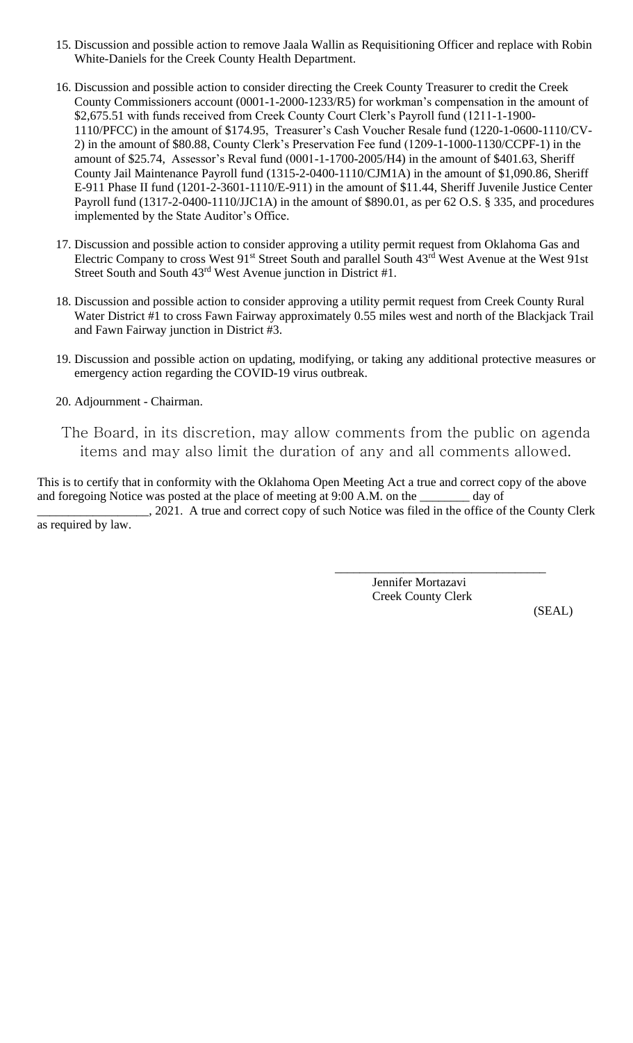15. Discussion and possible action to remove Jaala Wallin as Requisitioning Officer and replace with Robin White-Daniels for the Creek County Health Department.

16. Discussion and possible action to consider directing the Creek County Treasurer to credit the Creek County Commissioners account (0001-1-2000-1233/R5) for workman's compensation in the amount of \$2,675.51 with funds received from Creek County Court Clerk's Payroll fund (1211-1-1900-1110/PFCC) in the amount of \$174.95, Treasurer's Cash Voucher Resale fund (1220-1-0600-1110/CV-2) in the amount of \$80.88, County Clerk's Preservation Fee fund (1209-1-1000-1130/CCPF-1) in the amount of \$25.74, Assessor's Reval fund (0001-1-1700-2005/H4) in the amount of \$401.63, Sheriff County Jail Maintenance Payroll fund (1315-2-0400-1110/CJM1A) in the amount of \$1,090.86, Sheriff E-911 Phase II fund (1201-2-3601-1110/E-911) in the amount of \$11.44, Sheriff Juvenile Justice Center Payroll fund (1317-2-0400-1110/JJC1A) in the amount of \$890.01, as per 62 O.S. § 335, and procedures implemented by the State Auditor's Office.

17. Discussion and possible action to consider approving a utility permit request from Oklahoma Gas and Electric Company to cross West 91st Street South and parallel South 43rd West Avenue at the West 91st Street South and South 43rd West Avenue junction in District #1.

18. Discussion and possible action to consider approving a utility permit request from Creek County Rural Water District #1 to cross Fawn Fairway approximately 0.55 miles west and north of the Blackjack Trail and Fawn Fairway junction in District #3.

19. Discussion and possible action on updating, modifying, or taking any additional protective measures or emergency action regarding the COVID-19 virus outbreak.

20. Adjournment - Chairman.

The Board, in its discretion, may allow comments from the public on agenda items and may also limit the duration of any and all comments allowed.

This is to certify that in conformity with the Oklahoma Open Meeting Act a true and correct copy of the above and foregoing Notice was posted at the place of meeting at 9:00 A.M. on the ________ day of _________________, 2021. A true and correct copy of such Notice was filed in the office of the County Clerk as required by law.

_________________________________

Jennifer Mortazavi
Creek County Clerk

(SEAL)